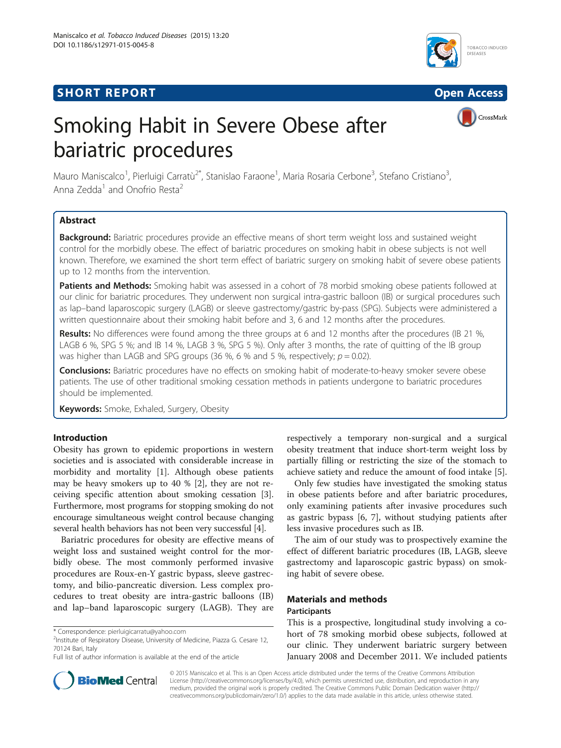SHORT REPORT

Open Access

# Smoking Habit in Severe Obese after bariatric procedures

Mauro Maniscalco[1], Pierluigi Carratù[2*], Stanislao Faraone[1], Maria Rosaria Cerbone[3], Stefano Cristiano[3], Anna Zedda[1] and Onofrio Resta[2]

## Abstract

**Background:** Bariatric procedures provide an effective means of short term weight loss and sustained weight control for the morbidly obese. The effect of bariatric procedures on smoking habit in obese subjects is not well known. Therefore, we examined the short term effect of bariatric surgery on smoking habit of severe obese patients up to 12 months from the intervention.

**Patients and Methods:** Smoking habit was assessed in a cohort of 78 morbid smoking obese patients followed at our clinic for bariatric procedures. They underwent non surgical intra-gastric balloon (IB) or surgical procedures such as lap–band laparoscopic surgery (LAGB) or sleeve gastrectomy/gastric by-pass (SPG). Subjects were administered a written questionnaire about their smoking habit before and 3, 6 and 12 months after the procedures.

**Results:** No differences were found among the three groups at 6 and 12 months after the procedures (IB 21 %, LAGB 6 %, SPG 5 %; and IB 14 %, LAGB 3 %, SPG 5 %). Only after 3 months, the rate of quitting of the IB group was higher than LAGB and SPG groups (36 %, 6 % and 5 %, respectively; $p = 0.02$).

**Conclusions:** Bariatric procedures have no effects on smoking habit of moderate-to-heavy smoker severe obese patients. The use of other traditional smoking cessation methods in patients undergone to bariatric procedures should be implemented.

**Keywords:** Smoke, Exhaled, Surgery, Obesity

## Introduction

Obesity has grown to epidemic proportions in western societies and is associated with considerable increase in morbidity and mortality [1]. Although obese patients may be heavy smokers up to 40 % [2], they are not receiving specific attention about smoking cessation [3]. Furthermore, most programs for stopping smoking do not encourage simultaneous weight control because changing several health behaviors has not been very successful [4].

Bariatric procedures for obesity are effective means of weight loss and sustained weight control for the morbidly obese. The most commonly performed invasive procedures are Roux-en-Y gastric bypass, sleeve gastrectomy, and bilio-pancreatic diversion. Less complex procedures to treat obesity are intra-gastric balloons (IB) and lap–band laparoscopic surgery (LAGB). They are respectively a temporary non-surgical and a surgical obesity treatment that induce short-term weight loss by partially filling or restricting the size of the stomach to achieve satiety and reduce the amount of food intake [5].

Only few studies have investigated the smoking status in obese patients before and after bariatric procedures, only examining patients after invasive procedures such as gastric bypass [6, 7], without studying patients after less invasive procedures such as IB.

The aim of our study was to prospectively examine the effect of different bariatric procedures (IB, LAGB, sleeve gastrectomy and laparoscopic gastric bypass) on smoking habit of severe obese.

## Materials and methods

### Participants

This is a prospective, longitudinal study involving a cohort of 78 smoking morbid obese subjects, followed at our clinic. They underwent bariatric surgery between January 2008 and December 2011. We included patients

\* Correspondence: pierluigicarratu@yahoo.com
[2]Institute of Respiratory Disease, University of Medicine, Piazza G. Cesare 12, 70124 Bari, Italy
Full list of author information is available at the end of the article

© 2015 Maniscalco et al. This is an Open Access article distributed under the terms of the Creative Commons Attribution License (http://creativecommons.org/licenses/by/4.0), which permits unrestricted use, distribution, and reproduction in any medium, provided the original work is properly credited. The Creative Commons Public Domain Dedication waiver (http://creativecommons.org/publicdomain/zero/1.0/) applies to the data made available in this article, unless otherwise stated.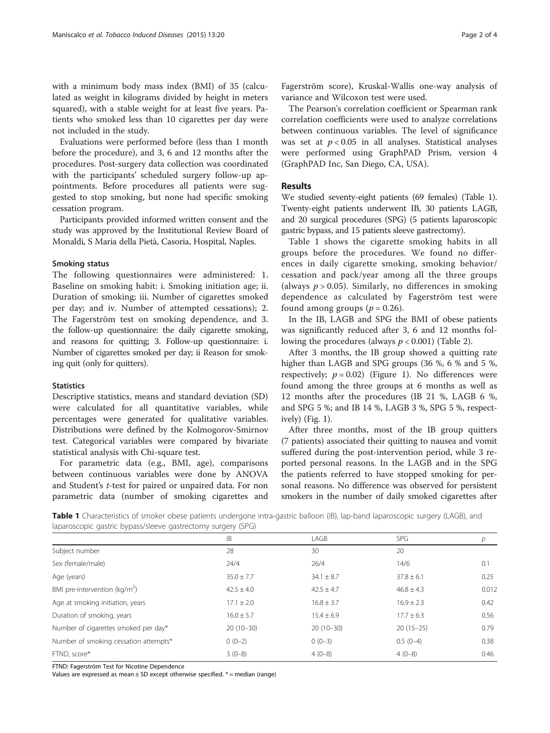with a minimum body mass index (BMI) of 35 (calculated as weight in kilograms divided by height in meters squared), with a stable weight for at least five years. Patients who smoked less than 10 cigarettes per day were not included in the study.

Evaluations were performed before (less than 1 month before the procedure), and 3, 6 and 12 months after the procedures. Post-surgery data collection was coordinated with the participants' scheduled surgery follow-up appointments. Before procedures all patients were suggested to stop smoking, but none had specific smoking cessation program.

Participants provided informed written consent and the study was approved by the Institutional Review Board of Monaldi, S Maria della Pietà, Casoria, Hospital, Naples.

### Smoking status

The following questionnaires were administered: 1. Baseline on smoking habit: i. Smoking initiation age; ii. Duration of smoking; iii. Number of cigarettes smoked per day; and iv. Number of attempted cessations); 2. The Fagerström test on smoking dependence, and 3. the follow-up questionnaire: the daily cigarette smoking, and reasons for quitting; 3. Follow-up questionnaire: i. Number of cigarettes smoked per day; ii Reason for smoking quit (only for quitters).

### Statistics

Descriptive statistics, means and standard deviation (SD) were calculated for all quantitative variables, while percentages were generated for qualitative variables. Distributions were defined by the Kolmogorov-Smirnov test. Categorical variables were compared by bivariate statistical analysis with Chi-square test.

For parametric data (e.g., BMI, age), comparisons between continuous variables were done by ANOVA and Student's *t*-test for paired or unpaired data. For non parametric data (number of smoking cigarettes and Fagerström score), Kruskal-Wallis one-way analysis of variance and Wilcoxon test were used.

The Pearson's correlation coefficient or Spearman rank correlation coefficients were used to analyze correlations between continuous variables. The level of significance was set at $p < 0.05$ in all analyses. Statistical analyses were performed using GraphPAD Prism, version 4 (GraphPAD Inc, San Diego, CA, USA).

## Results

We studied seventy-eight patients (69 females) (Table 1). Twenty-eight patients underwent IB, 30 patients LAGB, and 20 surgical procedures (SPG) (5 patients laparoscopic gastric bypass, and 15 patients sleeve gastrectomy).

Table 1 shows the cigarette smoking habits in all groups before the procedures. We found no differences in daily cigarette smoking, smoking behavior/cessation and pack/year among all the three groups (always $p > 0.05$). Similarly, no differences in smoking dependence as calculated by Fagerström test were found among groups ($p = 0.26$).

In the IB, LAGB and SPG the BMI of obese patients was significantly reduced after 3, 6 and 12 months following the procedures (always $p < 0.001$) (Table 2).

After 3 months, the IB group showed a quitting rate higher than LAGB and SPG groups (36 %, 6 % and 5 %, respectively; $p = 0.02$) (Figure 1). No differences were found among the three groups at 6 months as well as 12 months after the procedures (IB 21 %, LAGB 6 %, and SPG 5 %; and IB 14 %, LAGB 3 %, SPG 5 %, respectively) (Fig. 1).

After three months, most of the IB group quitters (7 patients) associated their quitting to nausea and vomit suffered during the post-intervention period, while 3 reported personal reasons. In the LAGB and in the SPG the patients referred to have stopped smoking for personal reasons. No difference was observed for persistent smokers in the number of daily smoked cigarettes after

**Table 1** Characteristics of smoker obese patients undergone intra-gastric balloon (IB), lap-band laparoscopic surgery (LAGB), and laparoscopic gastric bypass/sleeve gastrectomy surgery (SPG)

| | IB | LAGB | SPG | *p* |
|---|---|---|---|---|
| Subject number | 28 | 30 | 20 | |
| Sex (female/male) | 24/4 | 26/4 | 14/6 | 0.1 |
| Age (years) | 35.0 ± 7.7 | 34.1 ± 8.7 | 37.8 ± 6.1 | 0.25 |
| BMI pre-intervention (kg/m$^2$) | 42.5 ± 4.0 | 42.5 ± 4.7 | 46.8 ± 4.3 | 0.012 |
| Age at smoking initiation, years | 17.1 ± 2.0 | 16.8 ± 3.7 | 16.9 ± 2.3 | 0.42 |
| Duration of smoking, years | 16.0 ± 5.7 | 15.4 ± 6.9 | 17.7 ± 6.3 | 0.56 |
| Number of cigarettes smoked per day* | 20 (10–30) | 20 (10–30) | 20 (15–25) | 0.79 |
| Number of smoking cessation attempts* | 0 (0–2) | 0 (0–3) | 0.5 (0–4) | 0.38 |
| FTND, score* | 3 (0–8) | 4 (0–8) | 4 (0–8) | 0.46 |

FTND: Fagerström Test for Nicotine Dependence
Values are expressed as mean ± SD except otherwise specified. * = median (range)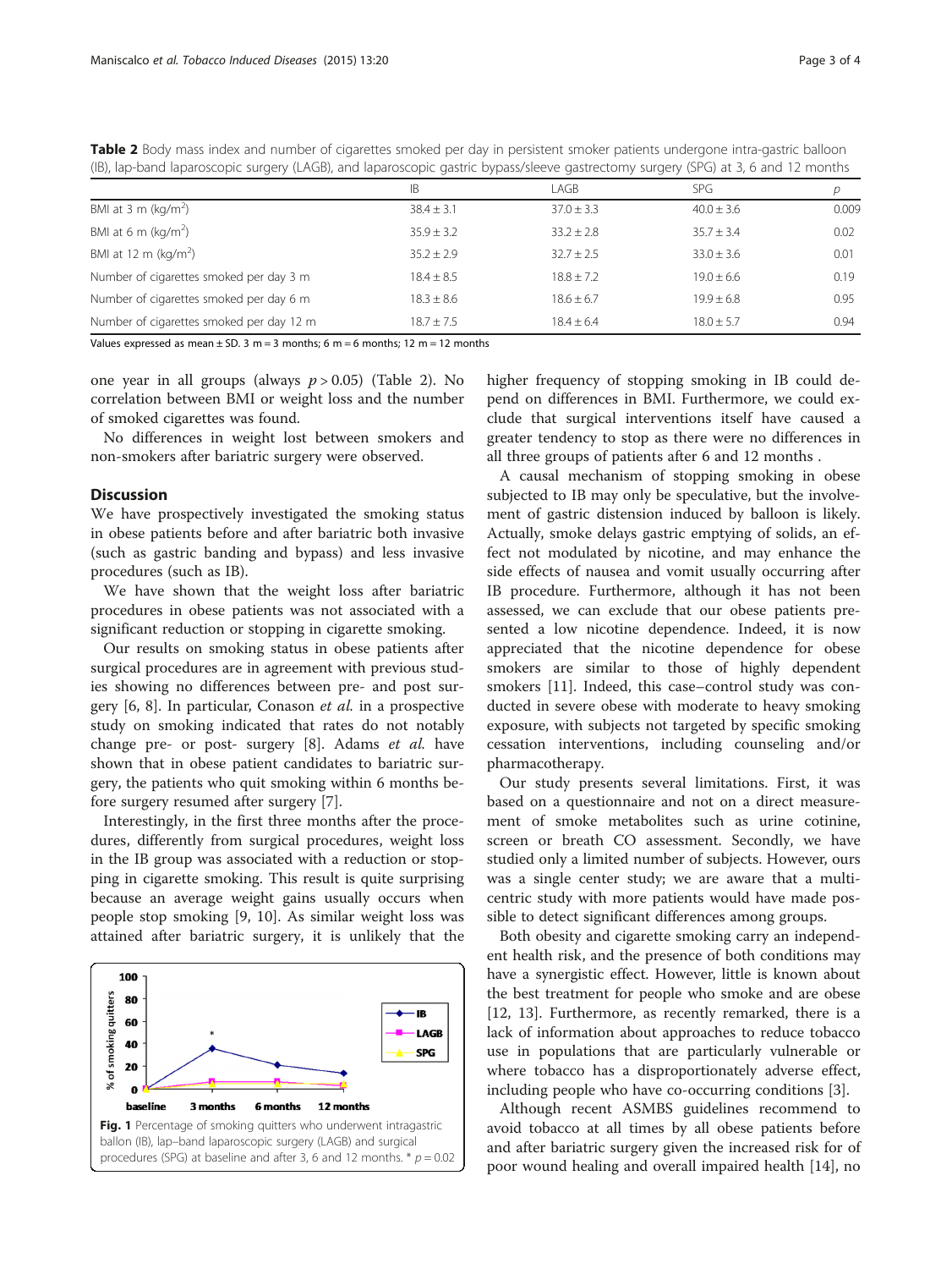**Table 2** Body mass index and number of cigarettes smoked per day in persistent smoker patients undergone intra-gastric balloon (IB), lap-band laparoscopic surgery (LAGB), and laparoscopic gastric bypass/sleeve gastrectomy surgery (SPG) at 3, 6 and 12 months

| | IB | LAGB | SPG | *p* |
|---|---|---|---|---|
| BMI at 3 m (kg/m$^2$) | 38.4 ± 3.1 | 37.0 ± 3.3 | 40.0 ± 3.6 | 0.009 |
| BMI at 6 m (kg/m$^2$) | 35.9 ± 3.2 | 33.2 ± 2.8 | 35.7 ± 3.4 | 0.02 |
| BMI at 12 m (kg/m$^2$) | 35.2 ± 2.9 | 32.7 ± 2.5 | 33.0 ± 3.6 | 0.01 |
| Number of cigarettes smoked per day 3 m | 18.4 ± 8.5 | 18.8 ± 7.2 | 19.0 ± 6.6 | 0.19 |
| Number of cigarettes smoked per day 6 m | 18.3 ± 8.6 | 18.6 ± 6.7 | 19.9 ± 6.8 | 0.95 |
| Number of cigarettes smoked per day 12 m | 18.7 ± 7.5 | 18.4 ± 6.4 | 18.0 ± 5.7 | 0.94 |

Values expressed as mean ± SD. 3 m = 3 months; 6 m = 6 months; 12 m = 12 months

one year in all groups (always $p > 0.05$) (Table 2). No correlation between BMI or weight loss and the number of smoked cigarettes was found.

No differences in weight lost between smokers and non-smokers after bariatric surgery were observed.

## Discussion

We have prospectively investigated the smoking status in obese patients before and after bariatric both invasive (such as gastric banding and bypass) and less invasive procedures (such as IB).

We have shown that the weight loss after bariatric procedures in obese patients was not associated with a significant reduction or stopping in cigarette smoking.

Our results on smoking status in obese patients after surgical procedures are in agreement with previous studies showing no differences between pre- and post surgery [6, 8]. In particular, Conason *et al.* in a prospective study on smoking indicated that rates do not notably change pre- or post- surgery [8]. Adams *et al.* have shown that in obese patient candidates to bariatric surgery, the patients who quit smoking within 6 months before surgery resumed after surgery [7].

Interestingly, in the first three months after the procedures, differently from surgical procedures, weight loss in the IB group was associated with a reduction or stopping in cigarette smoking. This result is quite surprising because an average weight gains usually occurs when people stop smoking [9, 10]. As similar weight loss was attained after bariatric surgery, it is unlikely that the higher frequency of stopping smoking in IB could depend on differences in BMI. Furthermore, we could exclude that surgical interventions itself have caused a greater tendency to stop as there were no differences in all three groups of patients after 6 and 12 months .

100
80
60
40
20
0
% of smoking quitters
baseline
3 months
6 months
12 months
*
IB
LAGB
SPG

**Fig. 1** Percentage of smoking quitters who underwent intragastric ballon (IB), lap–band laparoscopic surgery (LAGB) and surgical procedures (SPG) at baseline and after 3, 6 and 12 months. * $p = 0.02$

A causal mechanism of stopping smoking in obese subjected to IB may only be speculative, but the involvement of gastric distension induced by balloon is likely. Actually, smoke delays gastric emptying of solids, an effect not modulated by nicotine, and may enhance the side effects of nausea and vomit usually occurring after IB procedure. Furthermore, although it has not been assessed, we can exclude that our obese patients presented a low nicotine dependence. Indeed, it is now appreciated that the nicotine dependence for obese smokers are similar to those of highly dependent smokers [11]. Indeed, this case–control study was conducted in severe obese with moderate to heavy smoking exposure, with subjects not targeted by specific smoking cessation interventions, including counseling and/or pharmacotherapy.

Our study presents several limitations. First, it was based on a questionnaire and not on a direct measurement of smoke metabolites such as urine cotinine, screen or breath CO assessment. Secondly, we have studied only a limited number of subjects. However, ours was a single center study; we are aware that a multicentric study with more patients would have made possible to detect significant differences among groups.

Both obesity and cigarette smoking carry an independent health risk, and the presence of both conditions may have a synergistic effect. However, little is known about the best treatment for people who smoke and are obese [12, 13]. Furthermore, as recently remarked, there is a lack of information about approaches to reduce tobacco use in populations that are particularly vulnerable or where tobacco has a disproportionately adverse effect, including people who have co-occurring conditions [3].

Although recent ASMBS guidelines recommend to avoid tobacco at all times by all obese patients before and after bariatric surgery given the increased risk for of poor wound healing and overall impaired health [14], no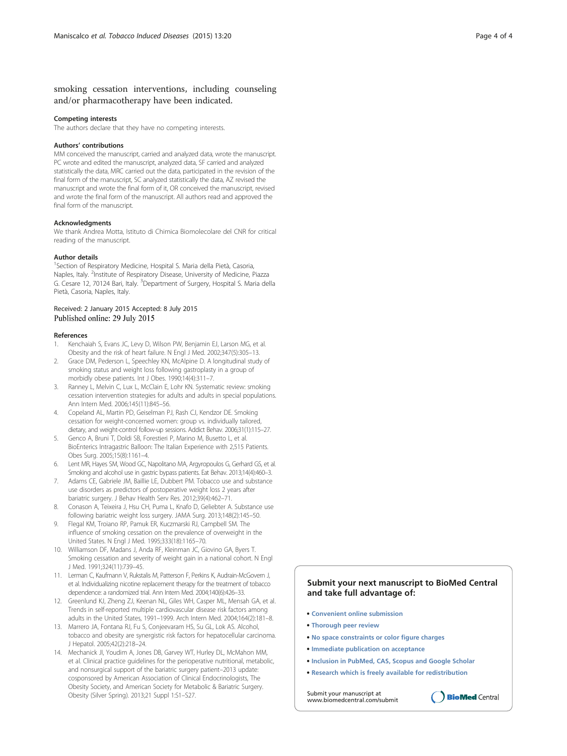smoking cessation interventions, including counseling and/or pharmacotherapy have been indicated.

### Competing interests

The authors declare that they have no competing interests.

### Authors' contributions

MM conceived the manuscript, carried and analyzed data, wrote the manuscript. PC wrote and edited the manuscript, analyzed data, SF carried and analyzed statistically the data, MRC carried out the data, participated in the revision of the final form of the manuscript, SC analyzed statistically the data, AZ revised the manuscript and wrote the final form of it, OR conceived the manuscript, revised and wrote the final form of the manuscript. All authors read and approved the final form of the manuscript.

### Acknowledgments

We thank Andrea Motta, Istituto di Chimica Biomolecolare del CNR for critical reading of the manuscript.

### Author details

[1]Section of Respiratory Medicine, Hospital S. Maria della Pietà, Casoria, Naples, Italy. [2]Institute of Respiratory Disease, University of Medicine, Piazza G. Cesare 12, 70124 Bari, Italy. [3]Department of Surgery, Hospital S. Maria della Pietà, Casoria, Naples, Italy.

Received: 2 January 2015 Accepted: 8 July 2015
Published online: 29 July 2015

### References

1. Kenchaiah S, Evans JC, Levy D, Wilson PW, Benjamin EJ, Larson MG, et al. Obesity and the risk of heart failure. N Engl J Med. 2002;347(5):305–13.
2. Grace DM, Pederson L, Speechley KN, McAlpine D. A longitudinal study of smoking status and weight loss following gastroplasty in a group of morbidly obese patients. Int J Obes. 1990;14(4):311–7.
3. Ranney L, Melvin C, Lux L, McClain E, Lohr KN. Systematic review: smoking cessation intervention strategies for adults and adults in special populations. Ann Intern Med. 2006;145(11):845–56.
4. Copeland AL, Martin PD, Geiselman PJ, Rash CJ, Kendzor DE. Smoking cessation for weight-concerned women: group vs. individually tailored, dietary, and weight-control follow-up sessions. Addict Behav. 2006;31(1):115–27.
5. Genco A, Bruni T, Doldi SB, Forestieri P, Marino M, Busetto L, et al. BioEnterics Intragastric Balloon: The Italian Experience with 2,515 Patients. Obes Surg. 2005;15(8):1161–4.
6. Lent MR, Hayes SM, Wood GC, Napolitano MA, Argyropoulos G, Gerhard GS, et al. Smoking and alcohol use in gastric bypass patients. Eat Behav. 2013;14(4):460–3.
7. Adams CE, Gabriele JM, Baillie LE, Dubbert PM. Tobacco use and substance use disorders as predictors of postoperative weight loss 2 years after bariatric surgery. J Behav Health Serv Res. 2012;39(4):462–71.
8. Conason A, Teixeira J, Hsu CH, Puma L, Knafo D, Geliebter A. Substance use following bariatric weight loss surgery. JAMA Surg. 2013;148(2):145–50.
9. Flegal KM, Troiano RP, Pamuk ER, Kuczmarski RJ, Campbell SM. The influence of smoking cessation on the prevalence of overweight in the United States. N Engl J Med. 1995;333(18):1165–70.
10. Williamson DF, Madans J, Anda RF, Kleinman JC, Giovino GA, Byers T. Smoking cessation and severity of weight gain in a national cohort. N Engl J Med. 1991;324(11):739–45.
11. Lerman C, Kaufmann V, Rukstalis M, Patterson F, Perkins K, Audrain-McGovern J, et al. Individualizing nicotine replacement therapy for the treatment of tobacco dependence: a randomized trial. Ann Intern Med. 2004;140(6):426–33.
12. Greenlund KJ, Zheng ZJ, Keenan NL, Giles WH, Casper ML, Mensah GA, et al. Trends in self-reported multiple cardiovascular disease risk factors among adults in the United States, 1991–1999. Arch Intern Med. 2004;164(2):181–8.
13. Marrero JA, Fontana RJ, Fu S, Conjeevaram HS, Su GL, Lok AS. Alcohol, tobacco and obesity are synergistic risk factors for hepatocellular carcinoma. J Hepatol. 2005;42(2):218–24.
14. Mechanick JI, Youdim A, Jones DB, Garvey WT, Hurley DL, McMahon MM, et al. Clinical practice guidelines for the perioperative nutritional, metabolic, and nonsurgical support of the bariatric surgery patient–2013 update: cosponsored by American Association of Clinical Endocrinologists, The Obesity Society, and American Society for Metabolic & Bariatric Surgery. Obesity (Silver Spring). 2013;21 Suppl 1:S1–S27.

**Submit your next manuscript to BioMed Central and take full advantage of:**

- Convenient online submission
- Thorough peer review
- No space constraints or color figure charges
- Immediate publication on acceptance
- Inclusion in PubMed, CAS, Scopus and Google Scholar
- Research which is freely available for redistribution

Submit your manuscript at www.biomedcentral.com/submit

BioMed Central